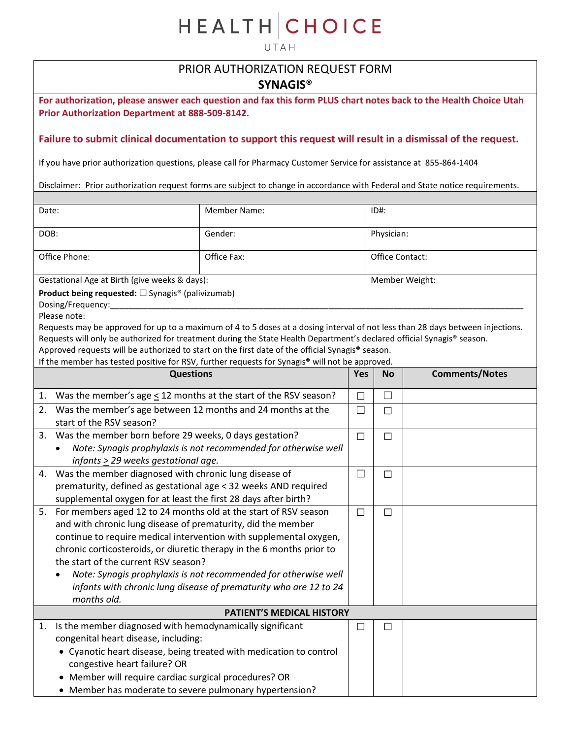# HEALTH CHOICE

UTAH

## PRIOR AUTHORIZATION REQUEST FORM

### SYNAGIS®

**For authorization, please answer each question and fax this form PLUS chart notes back to the Health Choice Utah Prior Authorization Department at 888-509-8142.**

**Failure to submit clinical documentation to support this request will result in a dismissal of the request.**

If you have prior authorization questions, please call for Pharmacy Customer Service for assistance at 855-864-1404

Disclaimer: Prior authorization request forms are subject to change in accordance with Federal and State notice requirements.

| Date: | Member Name: | ID#: |
|---|---|---|
| DOB: | Gender: | Physician: |
| Office Phone: | Office Fax: | Office Contact: |
| Gestational Age at Birth (give weeks & days): | | Member Weight: |

**Product being requested:** ☐ Synagis® (palivizumab)

Dosing/Frequency:\_\_\_\_\_\_\_\_\_\_\_\_\_\_\_\_\_\_\_\_\_\_\_\_\_\_\_\_\_\_\_\_\_\_\_\_\_\_\_\_\_\_\_\_\_\_\_\_

Please note:

Requests may be approved for up to a maximum of 4 to 5 doses at a dosing interval of not less than 28 days between injections.
Requests will only be authorized for treatment during the State Health Department's declared official Synagis® season.
Approved requests will be authorized to start on the first date of the official Synagis® season.
If the member has tested positive for RSV, further requests for Synagis® will not be approved.

| Questions | Yes | No | Comments/Notes |
|---|---|---|---|
| 1. Was the member's age ≤ 12 months at the start of the RSV season? | ☐ | ☐ | |
| 2. Was the member's age between 12 months and 24 months at the start of the RSV season? | ☐ | ☐ | |
| 3. Was the member born before 29 weeks, 0 days gestation? <br> • *Note: Synagis prophylaxis is not recommended for otherwise well infants ≥ 29 weeks gestational age.* | ☐ | ☐ | |
| 4. Was the member diagnosed with chronic lung disease of prematurity, defined as gestational age < 32 weeks AND required supplemental oxygen for at least the first 28 days after birth? | ☐ | ☐ | |
| 5. For members aged 12 to 24 months old at the start of RSV season and with chronic lung disease of prematurity, did the member continue to require medical intervention with supplemental oxygen, chronic corticosteroids, or diuretic therapy in the 6 months prior to the start of the current RSV season? <br> • *Note: Synagis prophylaxis is not recommended for otherwise well infants with chronic lung disease of prematurity who are 12 to 24 months old.* | ☐ | ☐ | |
| **PATIENT'S MEDICAL HISTORY** | | | |
| 1. Is the member diagnosed with hemodynamically significant congenital heart disease, including: <br> • Cyanotic heart disease, being treated with medication to control congestive heart failure? OR <br> • Member will require cardiac surgical procedures? OR <br> • Member has moderate to severe pulmonary hypertension? | ☐ | ☐ | |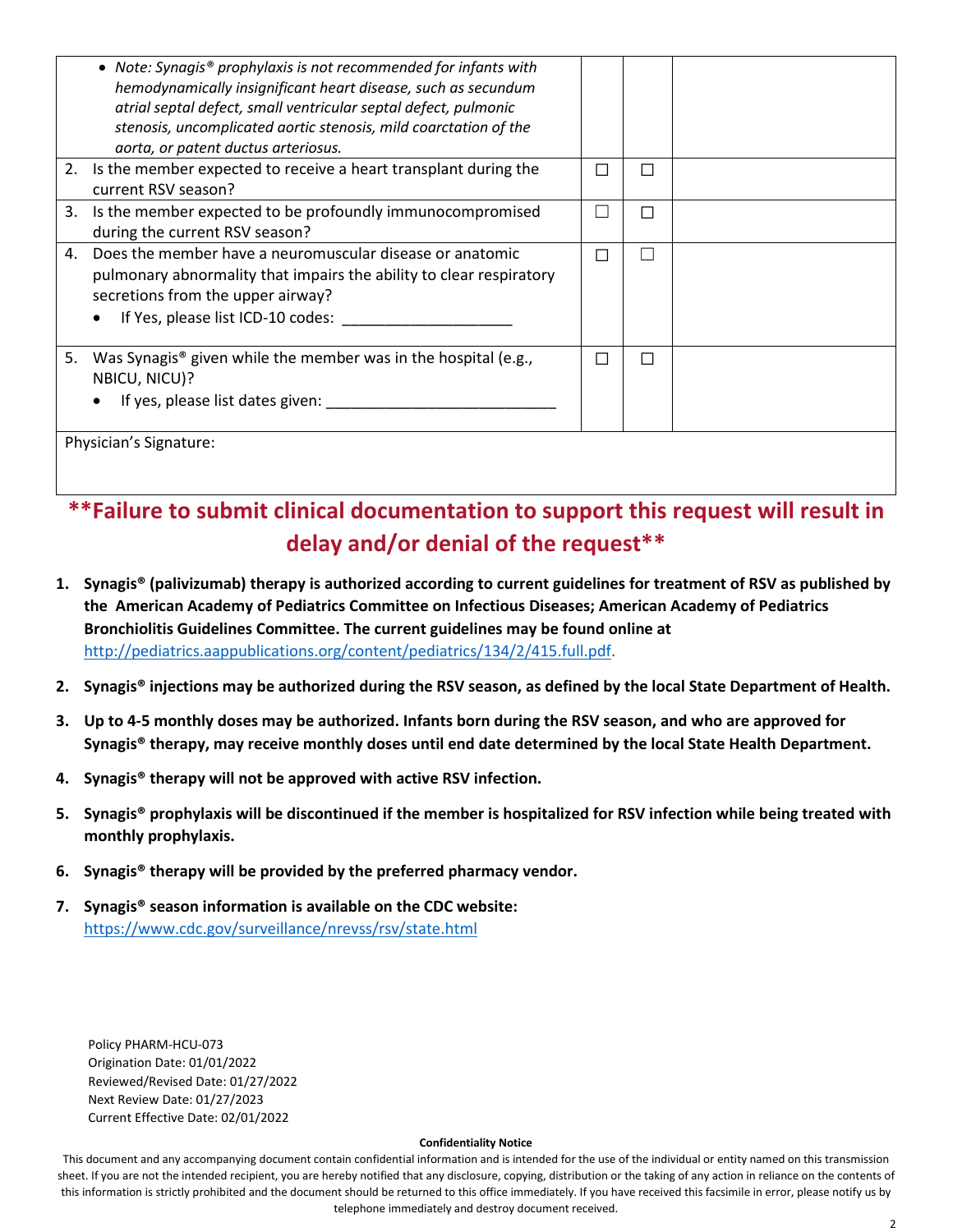| | | | |
|---|---|---|---|
| • *Note: Synagis® prophylaxis is not recommended for infants with hemodynamically insignificant heart disease, such as secundum atrial septal defect, small ventricular septal defect, pulmonic stenosis, uncomplicated aortic stenosis, mild coarctation of the aorta, or patent ductus arteriosus.* | | | |
| 2. Is the member expected to receive a heart transplant during the current RSV season? | ☐ | ☐ | |
| 3. Is the member expected to be profoundly immunocompromised during the current RSV season? | ☐ | ☐ | |
| 4. Does the member have a neuromuscular disease or anatomic pulmonary abnormality that impairs the ability to clear respiratory secretions from the upper airway? • If Yes, please list ICD-10 codes: ____________________ | ☐ | ☐ | |
| 5. Was Synagis® given while the member was in the hospital (e.g., NBICU, NICU)? • If yes, please list dates given: ___________________________ | ☐ | ☐ | |
| Physician's Signature: | | | |

## **Failure to submit clinical documentation to support this request will result in delay and/or denial of the request**

1. **Synagis® (palivizumab) therapy is authorized according to current guidelines for treatment of RSV as published by the American Academy of Pediatrics Committee on Infectious Diseases; American Academy of Pediatrics Bronchiolitis Guidelines Committee. The current guidelines may be found online at** http://pediatrics.aappublications.org/content/pediatrics/134/2/415.full.pdf.
2. **Synagis® injections may be authorized during the RSV season, as defined by the local State Department of Health.**
3. **Up to 4-5 monthly doses may be authorized. Infants born during the RSV season, and who are approved for Synagis® therapy, may receive monthly doses until end date determined by the local State Health Department.**
4. **Synagis® therapy will not be approved with active RSV infection.**
5. **Synagis® prophylaxis will be discontinued if the member is hospitalized for RSV infection while being treated with monthly prophylaxis.**
6. **Synagis® therapy will be provided by the preferred pharmacy vendor.**
7. **Synagis® season information is available on the CDC website:** https://www.cdc.gov/surveillance/nrevss/rsv/state.html

Policy PHARM-HCU-073
Origination Date: 01/01/2022
Reviewed/Revised Date: 01/27/2022
Next Review Date: 01/27/2023
Current Effective Date: 02/01/2022

**Confidentiality Notice**

This document and any accompanying document contain confidential information and is intended for the use of the individual or entity named on this transmission sheet. If you are not the intended recipient, you are hereby notified that any disclosure, copying, distribution or the taking of any action in reliance on the contents of this information is strictly prohibited and the document should be returned to this office immediately. If you have received this facsimile in error, please notify us by telephone immediately and destroy document received.